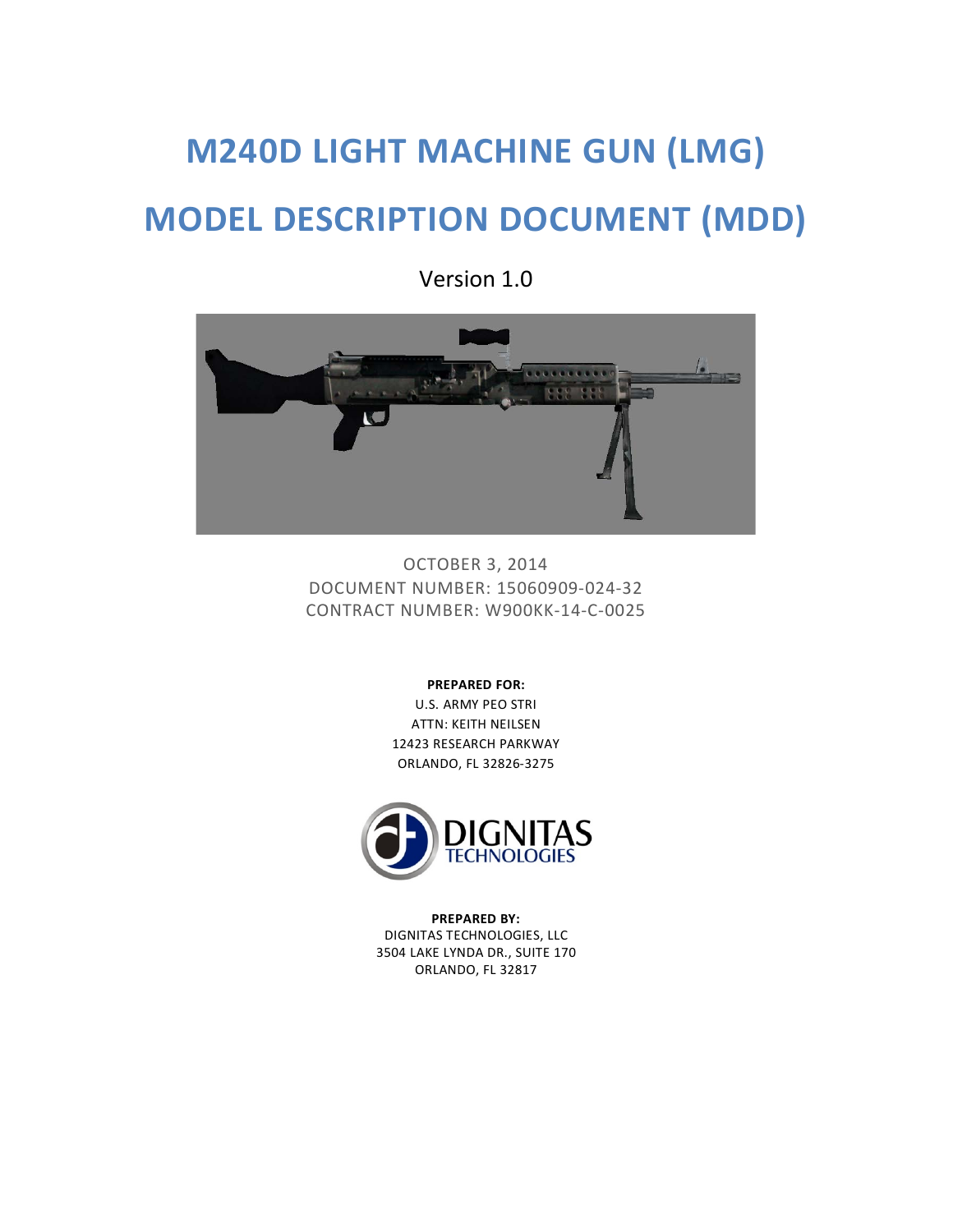# M240D LIGHT MACHINE GUN (LMG)

# MODEL DESCRIPTION DOCUMENT (MDD)

Version 1.0

OCTOBER 3, 2014
DOCUMENT NUMBER: 15060909-024-32
CONTRACT NUMBER: W900KK-14-C-0025

**PREPARED FOR:**
U.S. ARMY PEO STRI
ATTN: KEITH NEILSEN
12423 RESEARCH PARKWAY
ORLANDO, FL 32826-3275

DIGNITAS TECHNOLOGIES

**PREPARED BY:**
DIGNITAS TECHNOLOGIES, LLC
3504 LAKE LYNDA DR., SUITE 170
ORLANDO, FL 32817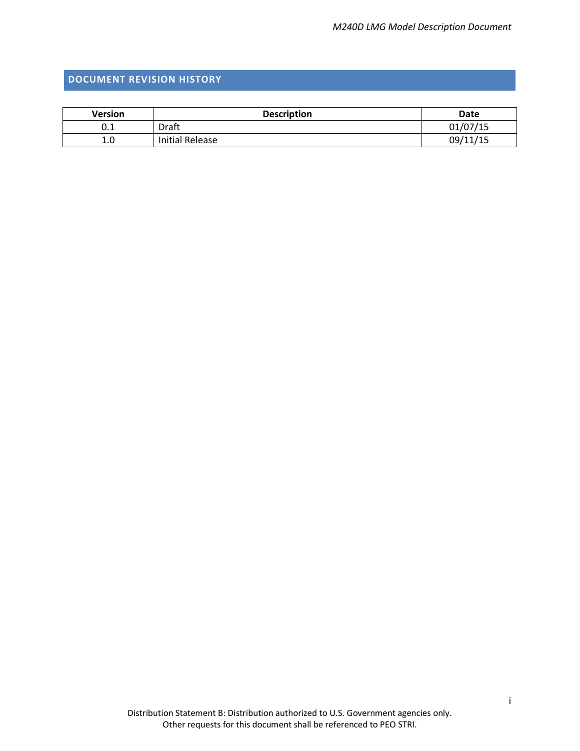## DOCUMENT REVISION HISTORY

| Version | Description | Date |
|---|---|---|
| 0.1 | Draft | 01/07/15 |
| 1.0 | Initial Release | 09/11/15 |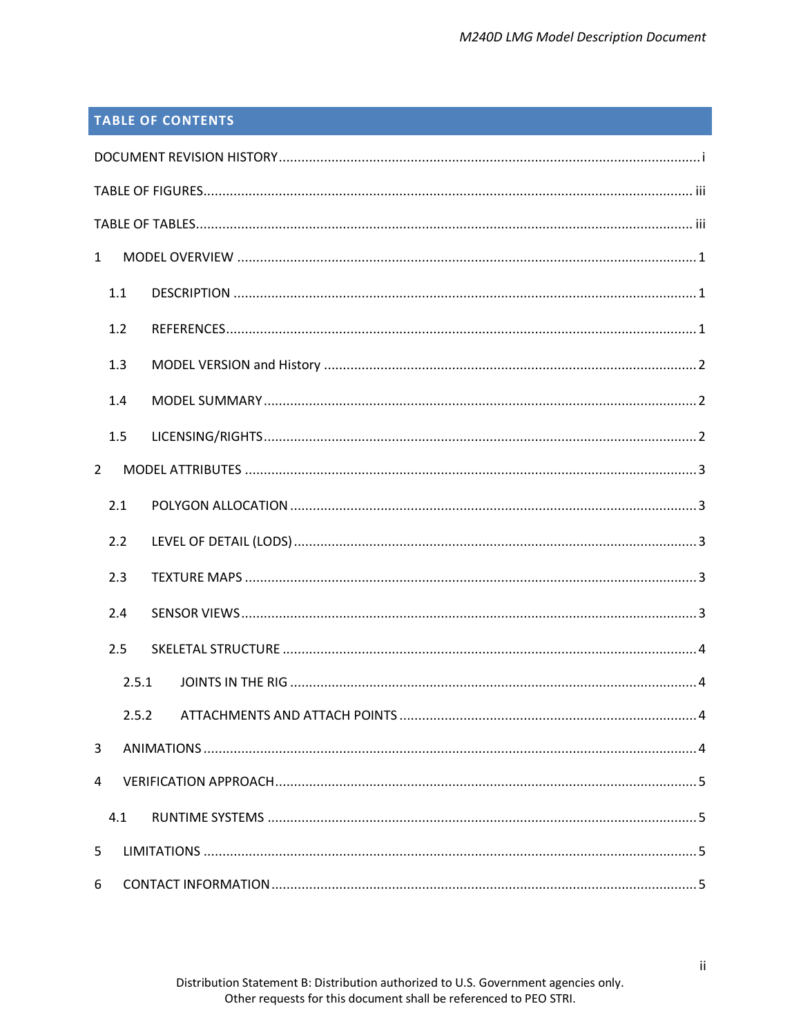## TABLE OF CONTENTS

DOCUMENT REVISION HISTORY ..... i

TABLE OF FIGURES ..... iii

TABLE OF TABLES ..... iii

1 MODEL OVERVIEW ..... 1

- 1.1 DESCRIPTION ..... 1
- 1.2 REFERENCES ..... 1
- 1.3 MODEL VERSION and History ..... 2
- 1.4 MODEL SUMMARY ..... 2
- 1.5 LICENSING/RIGHTS ..... 2

2 MODEL ATTRIBUTES ..... 3

- 2.1 POLYGON ALLOCATION ..... 3
- 2.2 LEVEL OF DETAIL (LODS) ..... 3
- 2.3 TEXTURE MAPS ..... 3
- 2.4 SENSOR VIEWS ..... 3
- 2.5 SKELETAL STRUCTURE ..... 4
  - 2.5.1 JOINTS IN THE RIG ..... 4
  - 2.5.2 ATTACHMENTS AND ATTACH POINTS ..... 4

3 ANIMATIONS ..... 4

4 VERIFICATION APPROACH ..... 5

- 4.1 RUNTIME SYSTEMS ..... 5

5 LIMITATIONS ..... 5

6 CONTACT INFORMATION ..... 5

Distribution Statement B: Distribution authorized to U.S. Government agencies only.
Other requests for this document shall be referenced to PEO STRI.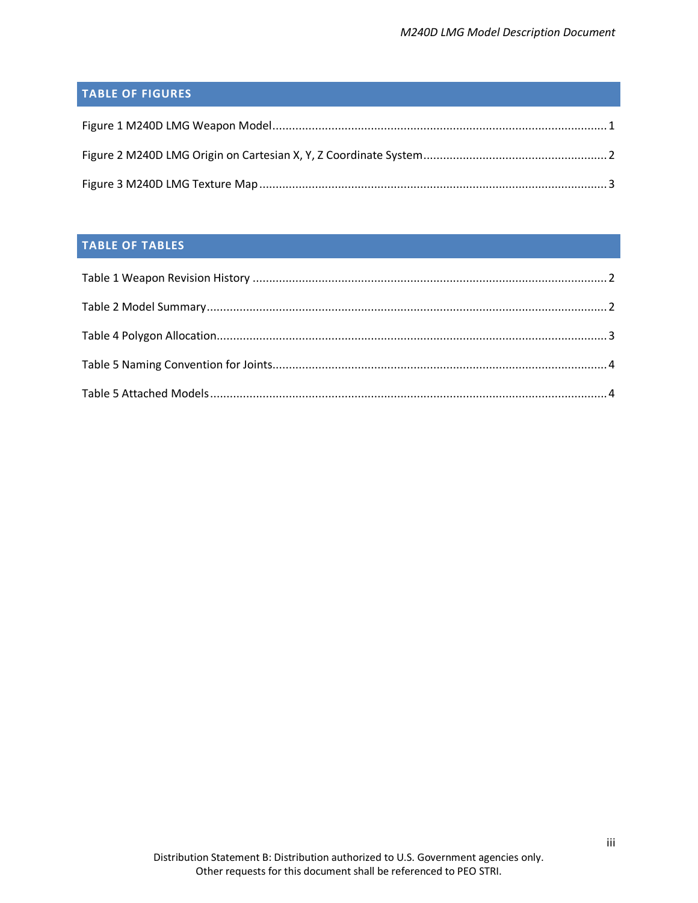## TABLE OF FIGURES

Figure 1 M240D LMG Weapon Model ........................................................................................................ 1

Figure 2 M240D LMG Origin on Cartesian X, Y, Z Coordinate System ........................................................ 2

Figure 3 M240D LMG Texture Map ........................................................................................................... 3

## TABLE OF TABLES

Table 1 Weapon Revision History ............................................................................................................. 2

Table 2 Model Summary ........................................................................................................................... 2

Table 4 Polygon Allocation ....................................................................................................................... 3

Table 5 Naming Convention for Joints ...................................................................................................... 4

Table 5 Attached Models .......................................................................................................................... 4

Distribution Statement B: Distribution authorized to U.S. Government agencies only.
Other requests for this document shall be referenced to PEO STRI.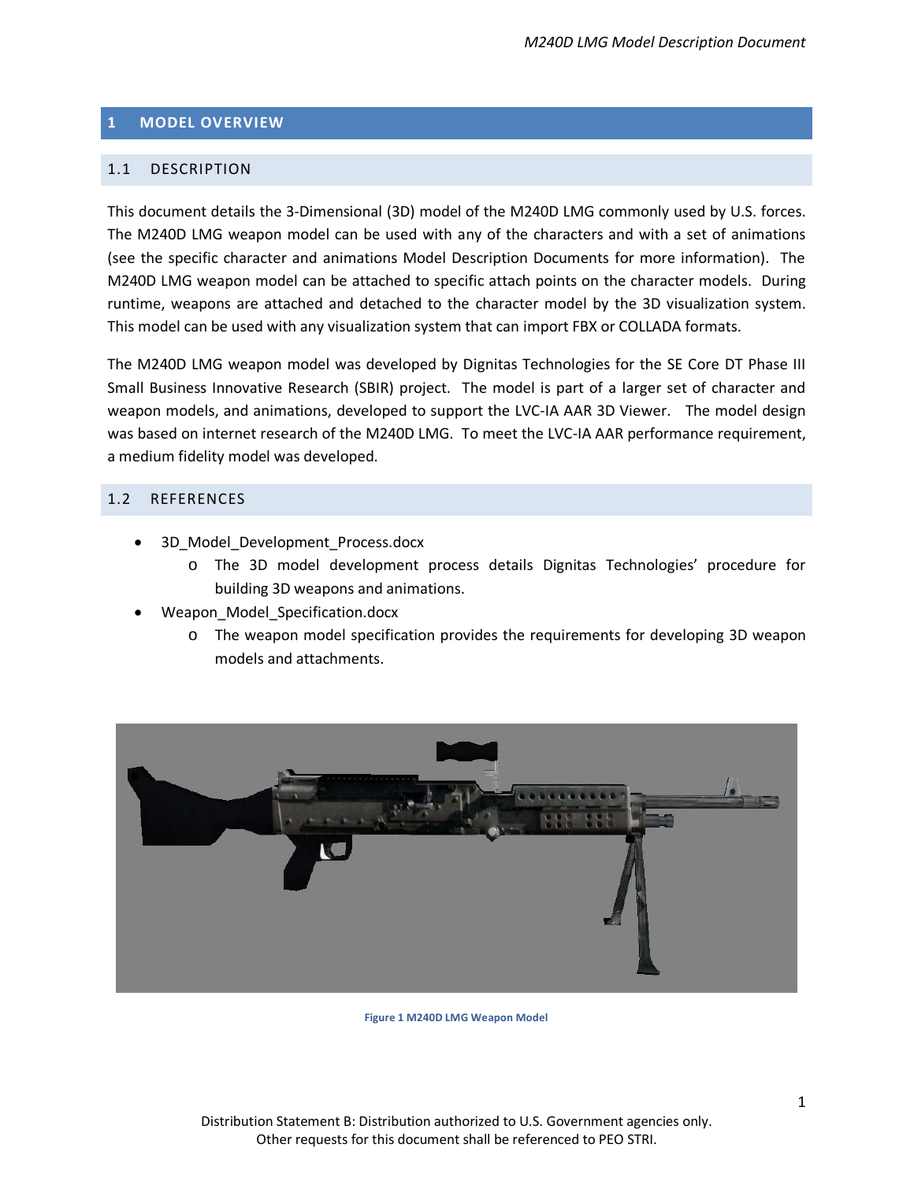# 1 MODEL OVERVIEW

## 1.1 DESCRIPTION

This document details the 3-Dimensional (3D) model of the M240D LMG commonly used by U.S. forces. The M240D LMG weapon model can be used with any of the characters and with a set of animations (see the specific character and animations Model Description Documents for more information). The M240D LMG weapon model can be attached to specific attach points on the character models. During runtime, weapons are attached and detached to the character model by the 3D visualization system. This model can be used with any visualization system that can import FBX or COLLADA formats.

The M240D LMG weapon model was developed by Dignitas Technologies for the SE Core DT Phase III Small Business Innovative Research (SBIR) project. The model is part of a larger set of character and weapon models, and animations, developed to support the LVC-IA AAR 3D Viewer. The model design was based on internet research of the M240D LMG. To meet the LVC-IA AAR performance requirement, a medium fidelity model was developed.

## 1.2 REFERENCES

- 3D_Model_Development_Process.docx
  - The 3D model development process details Dignitas Technologies' procedure for building 3D weapons and animations.
- Weapon_Model_Specification.docx
  - The weapon model specification provides the requirements for developing 3D weapon models and attachments.

Figure 1 M240D LMG Weapon Model

Distribution Statement B: Distribution authorized to U.S. Government agencies only.
Other requests for this document shall be referenced to PEO STRI.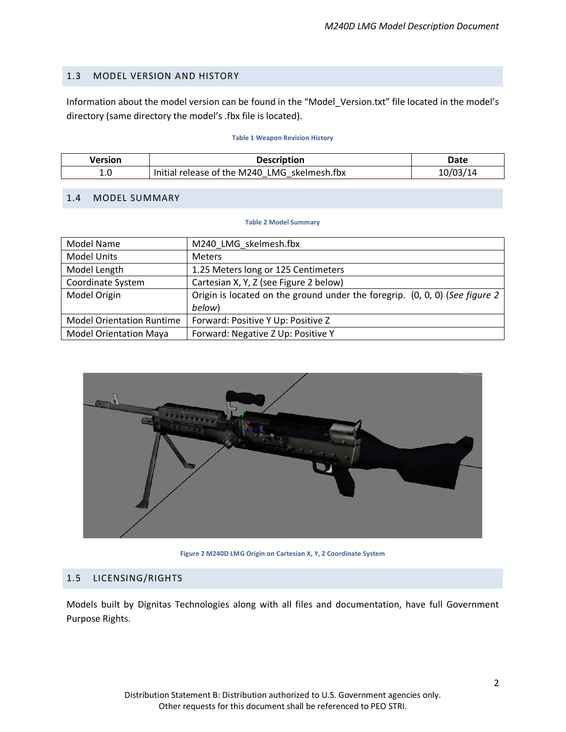## 1.3 MODEL VERSION AND HISTORY

Information about the model version can be found in the “Model_Version.txt” file located in the model’s directory (same directory the model’s .fbx file is located).

**Table 1 Weapon Revision History**

| Version | Description | Date |
|---|---|---|
| 1.0 | Initial release of the M240_LMG_skelmesh.fbx | 10/03/14 |

## 1.4 MODEL SUMMARY

**Table 2 Model Summary**

| | |
|---|---|
| Model Name | M240_LMG_skelmesh.fbx |
| Model Units | Meters |
| Model Length | 1.25 Meters long or 125 Centimeters |
| Coordinate System | Cartesian X, Y, Z (see Figure 2 below) |
| Model Origin | Origin is located on the ground under the foregrip. (0, 0, 0) (*See figure 2 below*) |
| Model Orientation Runtime | Forward: Positive Y Up: Positive Z |
| Model Orientation Maya | Forward: Negative Z Up: Positive Y |

Figure 2 M240D LMG Origin on Cartesian X, Y, Z Coordinate System

## 1.5 LICENSING/RIGHTS

Models built by Dignitas Technologies along with all files and documentation, have full Government Purpose Rights.

Distribution Statement B: Distribution authorized to U.S. Government agencies only.
Other requests for this document shall be referenced to PEO STRI.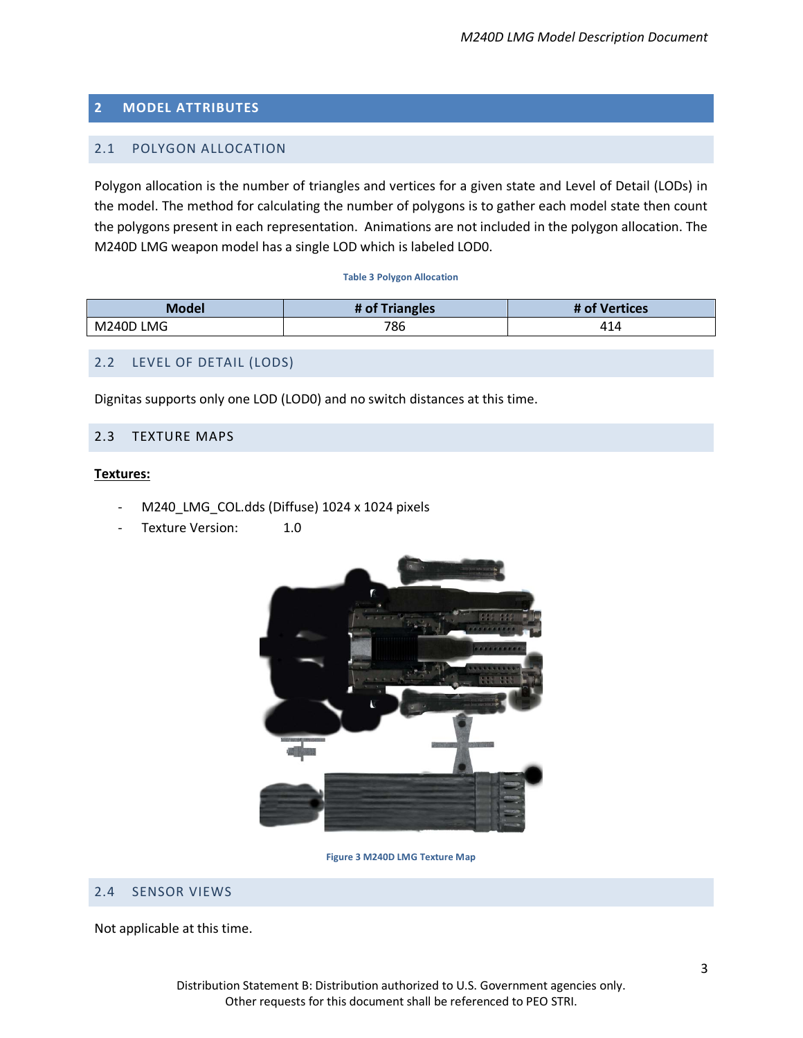## 2 MODEL ATTRIBUTES

### 2.1 POLYGON ALLOCATION

Polygon allocation is the number of triangles and vertices for a given state and Level of Detail (LODs) in the model. The method for calculating the number of polygons is to gather each model state then count the polygons present in each representation. Animations are not included in the polygon allocation. The M240D LMG weapon model has a single LOD which is labeled LOD0.

**Table 3 Polygon Allocation**

| Model | # of Triangles | # of Vertices |
|---|---|---|
| M240D LMG | 786 | 414 |

### 2.2 LEVEL OF DETAIL (LODS)

Dignitas supports only one LOD (LOD0) and no switch distances at this time.

### 2.3 TEXTURE MAPS

**Textures:**

- M240_LMG_COL.dds (Diffuse) 1024 x 1024 pixels
- Texture Version: 1.0

**Figure 3 M240D LMG Texture Map**

### 2.4 SENSOR VIEWS

Not applicable at this time.

Distribution Statement B: Distribution authorized to U.S. Government agencies only.
Other requests for this document shall be referenced to PEO STRI.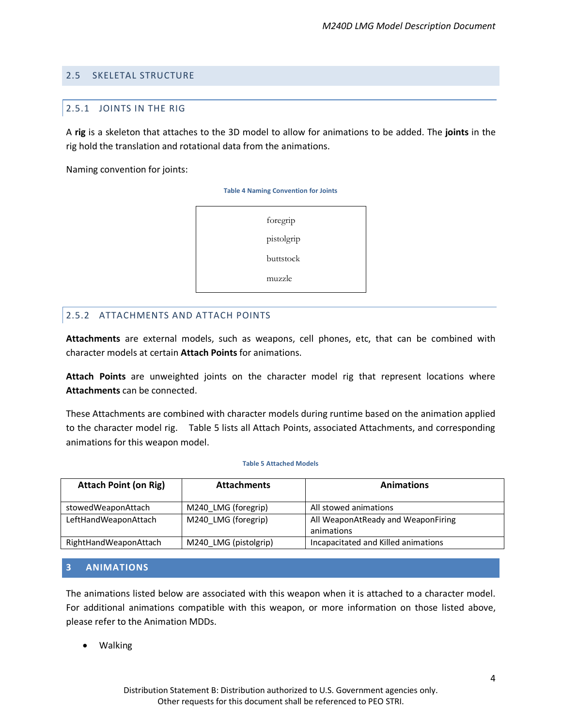## 2.5 SKELETAL STRUCTURE

### 2.5.1 JOINTS IN THE RIG

A **rig** is a skeleton that attaches to the 3D model to allow for animations to be added. The **joints** in the rig hold the translation and rotational data from the animations.

Naming convention for joints:

**Table 4 Naming Convention for Joints**

| |
|---|
| foregrip |
| pistolgrip |
| buttstock |
| muzzle |

### 2.5.2 ATTACHMENTS AND ATTACH POINTS

**Attachments** are external models, such as weapons, cell phones, etc, that can be combined with character models at certain **Attach Points** for animations.

**Attach Points** are unweighted joints on the character model rig that represent locations where **Attachments** can be connected.

These Attachments are combined with character models during runtime based on the animation applied to the character model rig. Table 5 lists all Attach Points, associated Attachments, and corresponding animations for this weapon model.

**Table 5 Attached Models**

| Attach Point (on Rig) | Attachments | Animations |
|---|---|---|
| stowedWeaponAttach | M240_LMG (foregrip) | All stowed animations |
| LeftHandWeaponAttach | M240_LMG (foregrip) | All WeaponAtReady and WeaponFiring animations |
| RightHandWeaponAttach | M240_LMG (pistolgrip) | Incapacitated and Killed animations |

# 3 ANIMATIONS

The animations listed below are associated with this weapon when it is attached to a character model. For additional animations compatible with this weapon, or more information on those listed above, please refer to the Animation MDDs.

- Walking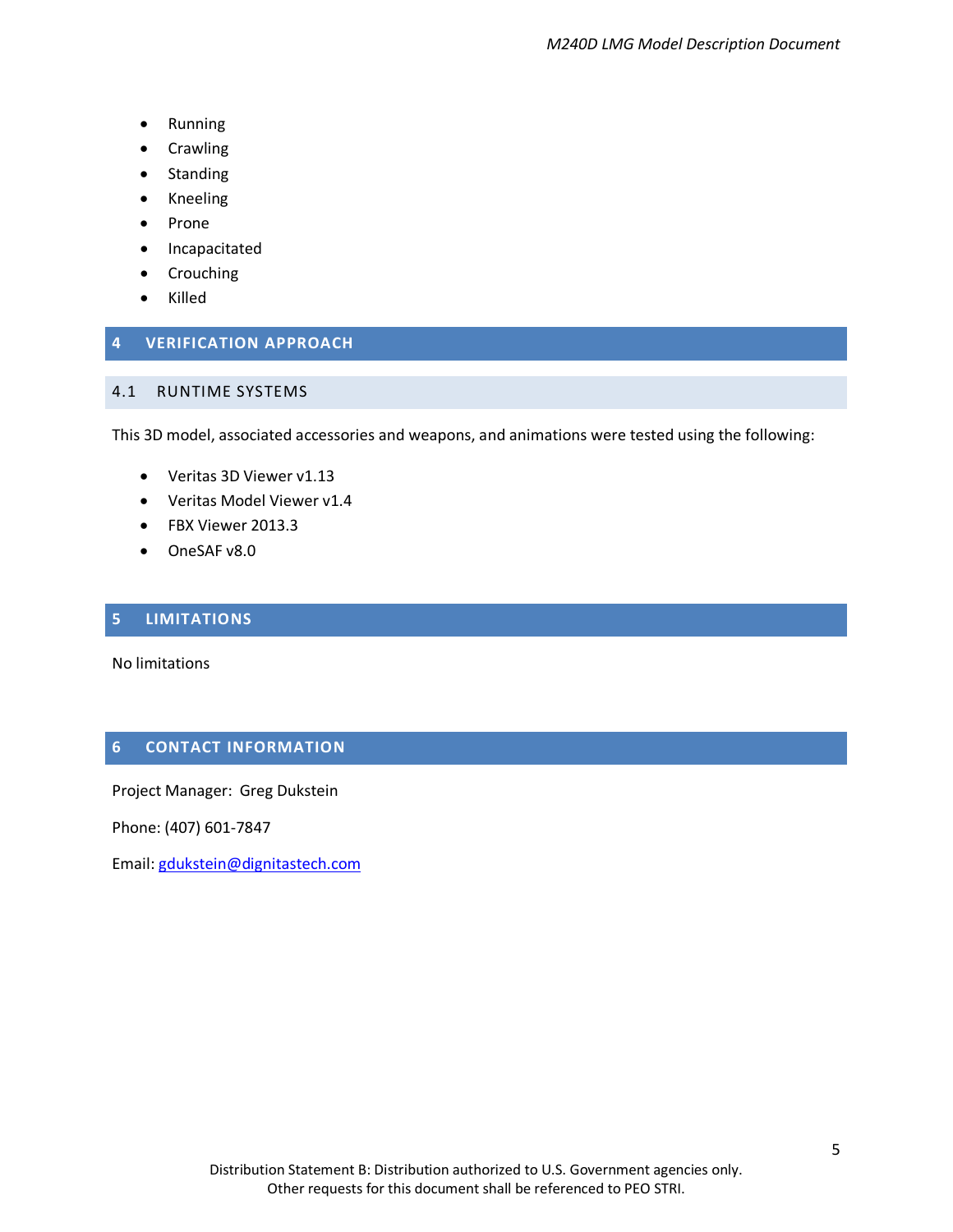- Running
- Crawling
- Standing
- Kneeling
- Prone
- Incapacitated
- Crouching
- Killed

# 4 VERIFICATION APPROACH

## 4.1 RUNTIME SYSTEMS

This 3D model, associated accessories and weapons, and animations were tested using the following:

- Veritas 3D Viewer v1.13
- Veritas Model Viewer v1.4
- FBX Viewer 2013.3
- OneSAF v8.0

# 5 LIMITATIONS

No limitations

# 6 CONTACT INFORMATION

Project Manager: Greg Dukstein

Phone: (407) 601-7847

Email: gdukstein@dignitastech.com

Distribution Statement B: Distribution authorized to U.S. Government agencies only.
Other requests for this document shall be referenced to PEO STRI.